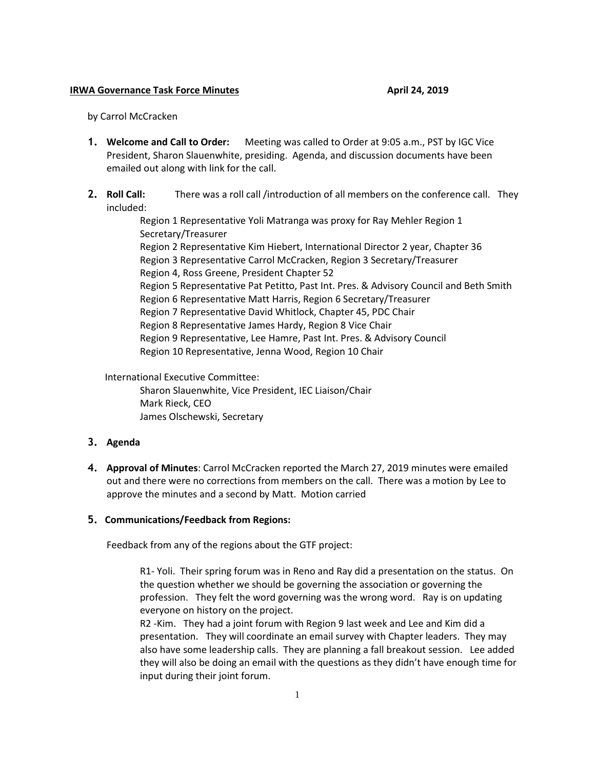**IRWA Governance Task Force Minutes** **April 24, 2019**

by Carrol McCracken

1. **Welcome and Call to Order:** Meeting was called to Order at 9:05 a.m., PST by IGC Vice President, Sharon Slauenwhite, presiding. Agenda, and discussion documents have been emailed out along with link for the call.

2. **Roll Call:** There was a roll call /introduction of all members on the conference call. They included:

   Region 1 Representative Yoli Matranga was proxy for Ray Mehler Region 1 Secretary/Treasurer
   Region 2 Representative Kim Hiebert, International Director 2 year, Chapter 36
   Region 3 Representative Carrol McCracken, Region 3 Secretary/Treasurer
   Region 4, Ross Greene, President Chapter 52
   Region 5 Representative Pat Petitto, Past Int. Pres. & Advisory Council and Beth Smith
   Region 6 Representative Matt Harris, Region 6 Secretary/Treasurer
   Region 7 Representative David Whitlock, Chapter 45, PDC Chair
   Region 8 Representative James Hardy, Region 8 Vice Chair
   Region 9 Representative, Lee Hamre, Past Int. Pres. & Advisory Council
   Region 10 Representative, Jenna Wood, Region 10 Chair

   International Executive Committee:

   Sharon Slauenwhite, Vice President, IEC Liaison/Chair
   Mark Rieck, CEO
   James Olschewski, Secretary

3. **Agenda**

4. **Approval of Minutes**: Carrol McCracken reported the March 27, 2019 minutes were emailed out and there were no corrections from members on the call. There was a motion by Lee to approve the minutes and a second by Matt. Motion carried

5. **Communications/Feedback from Regions:**

   Feedback from any of the regions about the GTF project:

   R1- Yoli. Their spring forum was in Reno and Ray did a presentation on the status. On the question whether we should be governing the association or governing the profession. They felt the word governing was the wrong word. Ray is on updating everyone on history on the project.

   R2 -Kim. They had a joint forum with Region 9 last week and Lee and Kim did a presentation. They will coordinate an email survey with Chapter leaders. They may also have some leadership calls. They are planning a fall breakout session. Lee added they will also be doing an email with the questions as they didn't have enough time for input during their joint forum.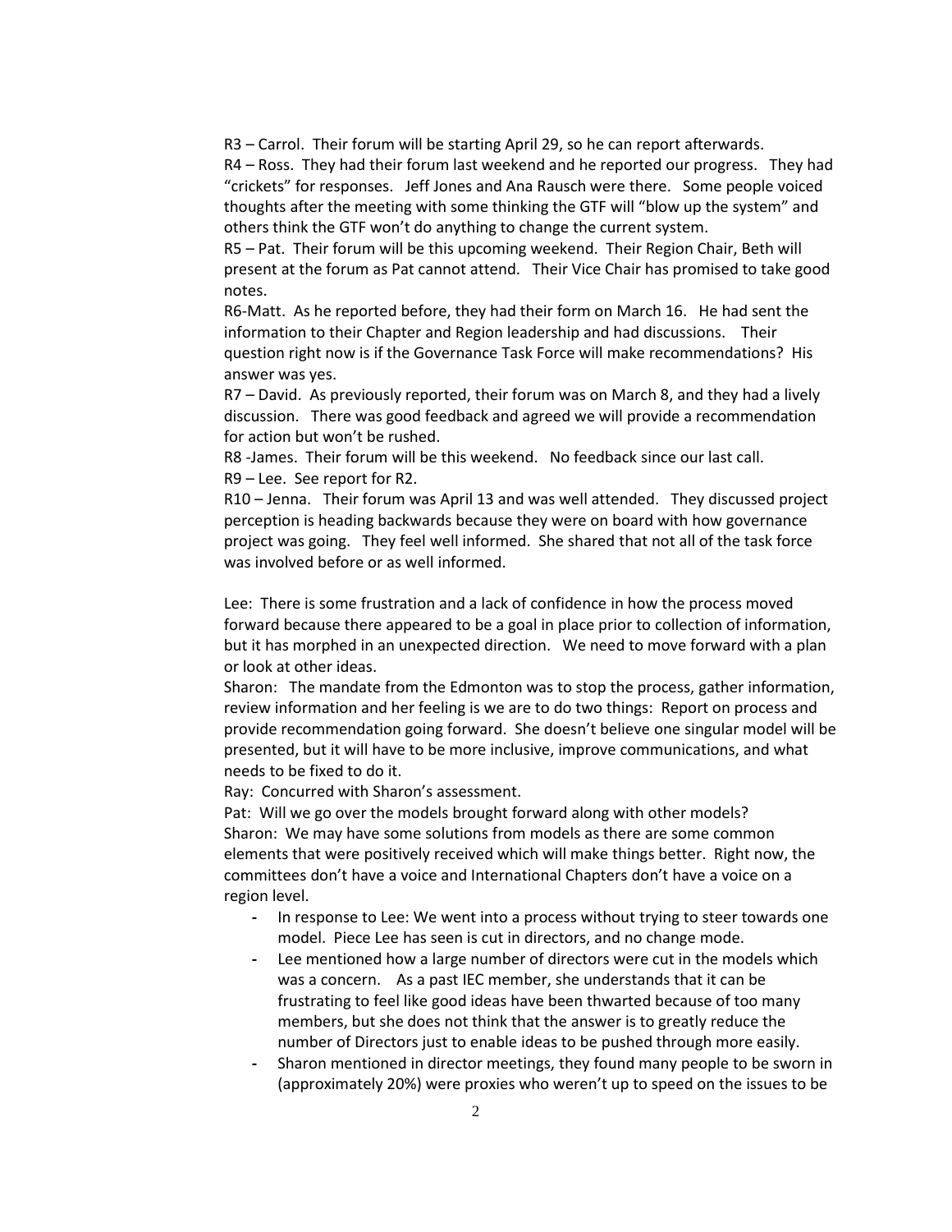R3 – Carrol. Their forum will be starting April 29, so he can report afterwards.

R4 – Ross. They had their forum last weekend and he reported our progress. They had "crickets" for responses. Jeff Jones and Ana Rausch were there. Some people voiced thoughts after the meeting with some thinking the GTF will "blow up the system" and others think the GTF won't do anything to change the current system.

R5 – Pat. Their forum will be this upcoming weekend. Their Region Chair, Beth will present at the forum as Pat cannot attend. Their Vice Chair has promised to take good notes.

R6-Matt. As he reported before, they had their form on March 16. He had sent the information to their Chapter and Region leadership and had discussions. Their question right now is if the Governance Task Force will make recommendations? His answer was yes.

R7 – David. As previously reported, their forum was on March 8, and they had a lively discussion. There was good feedback and agreed we will provide a recommendation for action but won't be rushed.

R8 -James. Their forum will be this weekend. No feedback since our last call.

R9 – Lee. See report for R2.

R10 – Jenna. Their forum was April 13 and was well attended. They discussed project perception is heading backwards because they were on board with how governance project was going. They feel well informed. She shared that not all of the task force was involved before or as well informed.

Lee: There is some frustration and a lack of confidence in how the process moved forward because there appeared to be a goal in place prior to collection of information, but it has morphed in an unexpected direction. We need to move forward with a plan or look at other ideas.

Sharon: The mandate from the Edmonton was to stop the process, gather information, review information and her feeling is we are to do two things: Report on process and provide recommendation going forward. She doesn't believe one singular model will be presented, but it will have to be more inclusive, improve communications, and what needs to be fixed to do it.

Ray: Concurred with Sharon's assessment.

Pat: Will we go over the models brought forward along with other models?

Sharon: We may have some solutions from models as there are some common elements that were positively received which will make things better. Right now, the committees don't have a voice and International Chapters don't have a voice on a region level.

- In response to Lee: We went into a process without trying to steer towards one model. Piece Lee has seen is cut in directors, and no change mode.
- Lee mentioned how a large number of directors were cut in the models which was a concern. As a past IEC member, she understands that it can be frustrating to feel like good ideas have been thwarted because of too many members, but she does not think that the answer is to greatly reduce the number of Directors just to enable ideas to be pushed through more easily.
- Sharon mentioned in director meetings, they found many people to be sworn in (approximately 20%) were proxies who weren't up to speed on the issues to be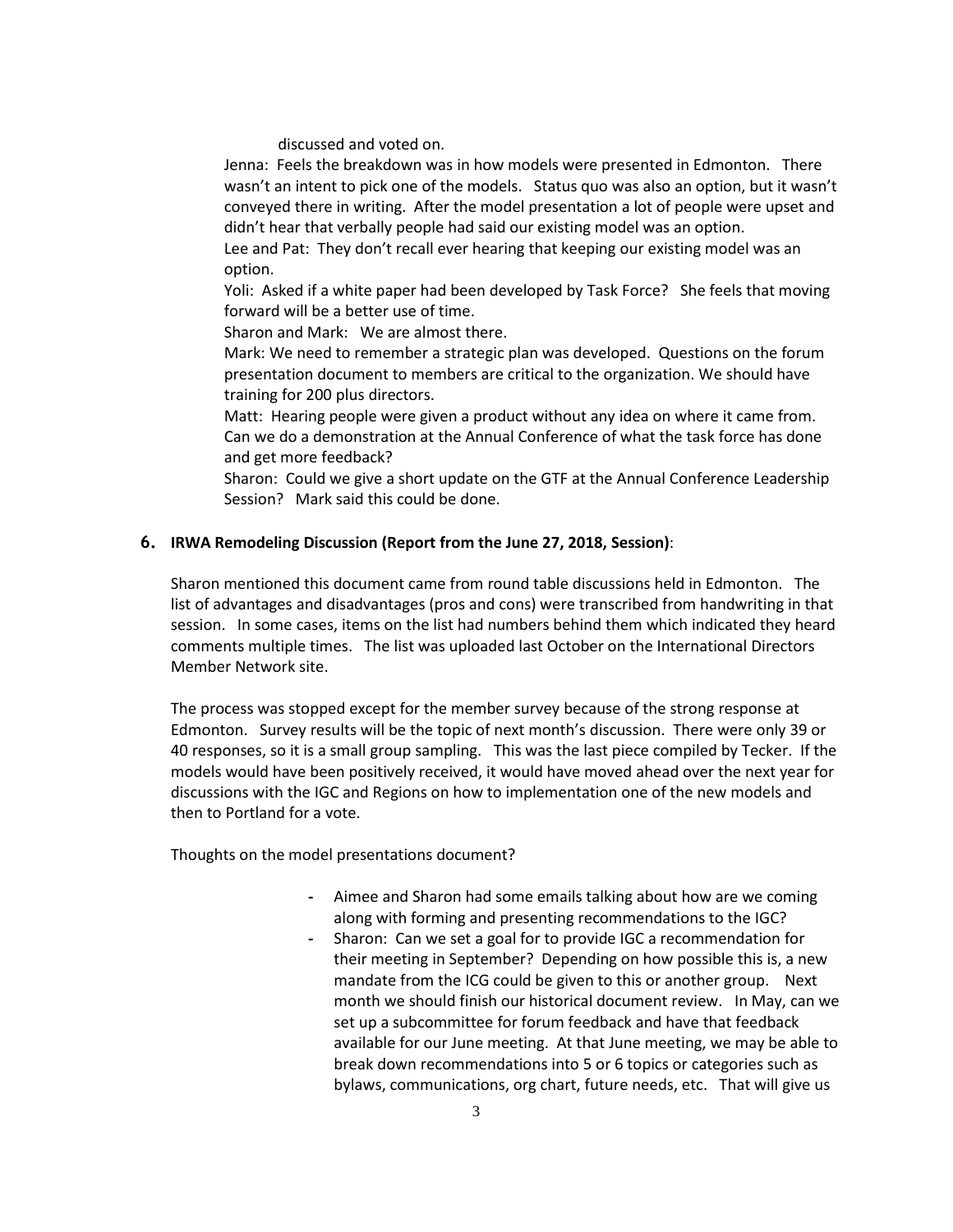discussed and voted on.

Jenna: Feels the breakdown was in how models were presented in Edmonton. There wasn't an intent to pick one of the models. Status quo was also an option, but it wasn't conveyed there in writing. After the model presentation a lot of people were upset and didn't hear that verbally people had said our existing model was an option.

Lee and Pat: They don't recall ever hearing that keeping our existing model was an option.

Yoli: Asked if a white paper had been developed by Task Force? She feels that moving forward will be a better use of time.

Sharon and Mark: We are almost there.

Mark: We need to remember a strategic plan was developed. Questions on the forum presentation document to members are critical to the organization. We should have training for 200 plus directors.

Matt: Hearing people were given a product without any idea on where it came from. Can we do a demonstration at the Annual Conference of what the task force has done and get more feedback?

Sharon: Could we give a short update on the GTF at the Annual Conference Leadership Session? Mark said this could be done.

## 6. IRWA Remodeling Discussion (Report from the June 27, 2018, Session):

Sharon mentioned this document came from round table discussions held in Edmonton. The list of advantages and disadvantages (pros and cons) were transcribed from handwriting in that session. In some cases, items on the list had numbers behind them which indicated they heard comments multiple times. The list was uploaded last October on the International Directors Member Network site.

The process was stopped except for the member survey because of the strong response at Edmonton. Survey results will be the topic of next month's discussion. There were only 39 or 40 responses, so it is a small group sampling. This was the last piece compiled by Tecker. If the models would have been positively received, it would have moved ahead over the next year for discussions with the IGC and Regions on how to implementation one of the new models and then to Portland for a vote.

Thoughts on the model presentations document?

- Aimee and Sharon had some emails talking about how are we coming along with forming and presenting recommendations to the IGC?
- Sharon: Can we set a goal for to provide IGC a recommendation for their meeting in September? Depending on how possible this is, a new mandate from the ICG could be given to this or another group. Next month we should finish our historical document review. In May, can we set up a subcommittee for forum feedback and have that feedback available for our June meeting. At that June meeting, we may be able to break down recommendations into 5 or 6 topics or categories such as bylaws, communications, org chart, future needs, etc. That will give us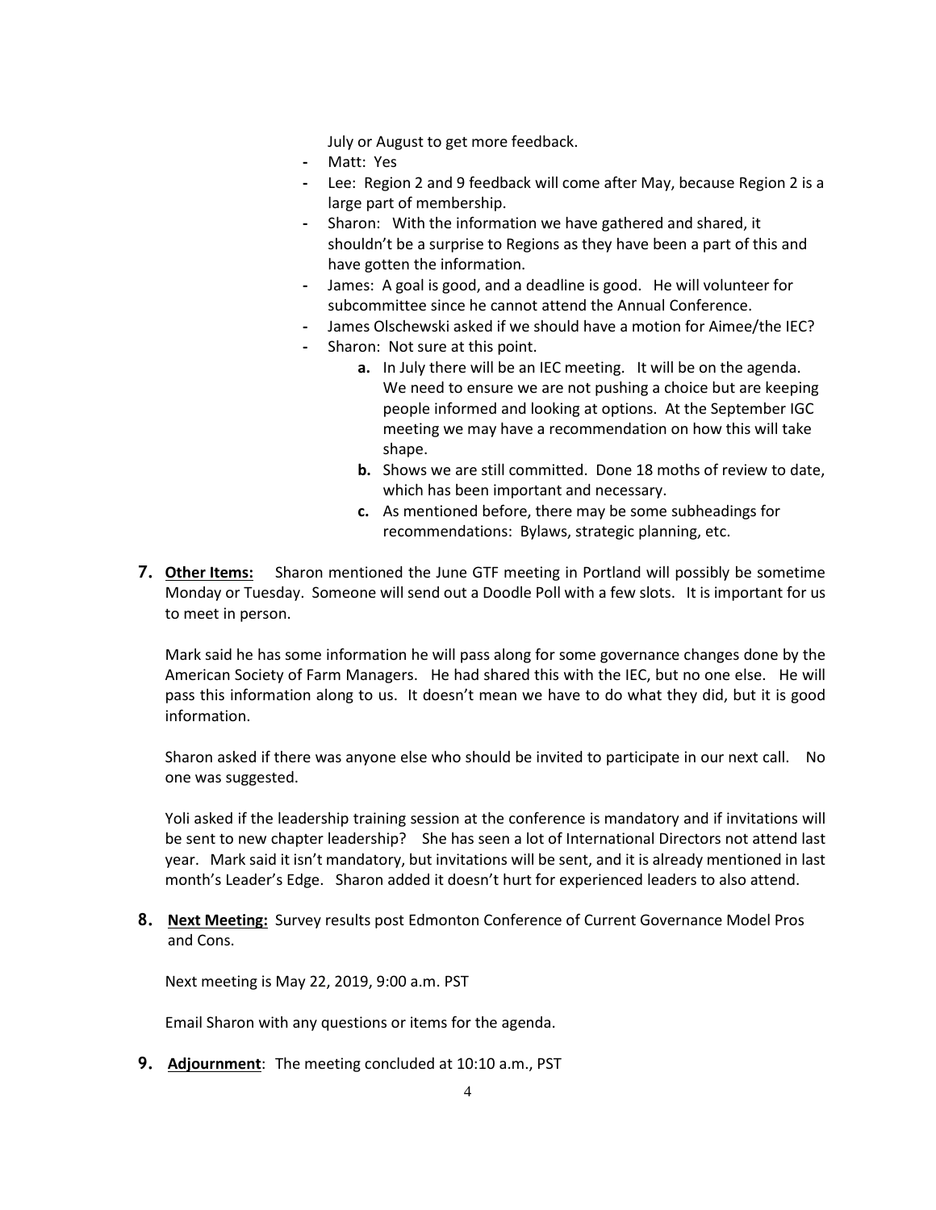July or August to get more feedback.

- Matt: Yes
- Lee: Region 2 and 9 feedback will come after May, because Region 2 is a large part of membership.
- Sharon: With the information we have gathered and shared, it shouldn't be a surprise to Regions as they have been a part of this and have gotten the information.
- James: A goal is good, and a deadline is good. He will volunteer for subcommittee since he cannot attend the Annual Conference.
- James Olschewski asked if we should have a motion for Aimee/the IEC?
- Sharon: Not sure at this point.
    - **a.** In July there will be an IEC meeting. It will be on the agenda. We need to ensure we are not pushing a choice but are keeping people informed and looking at options. At the September IGC meeting we may have a recommendation on how this will take shape.
    - **b.** Shows we are still committed. Done 18 moths of review to date, which has been important and necessary.
    - **c.** As mentioned before, there may be some subheadings for recommendations: Bylaws, strategic planning, etc.

**7. <u>Other Items:</u>** Sharon mentioned the June GTF meeting in Portland will possibly be sometime Monday or Tuesday. Someone will send out a Doodle Poll with a few slots. It is important for us to meet in person.

Mark said he has some information he will pass along for some governance changes done by the American Society of Farm Managers. He had shared this with the IEC, but no one else. He will pass this information along to us. It doesn't mean we have to do what they did, but it is good information.

Sharon asked if there was anyone else who should be invited to participate in our next call. No one was suggested.

Yoli asked if the leadership training session at the conference is mandatory and if invitations will be sent to new chapter leadership? She has seen a lot of International Directors not attend last year. Mark said it isn't mandatory, but invitations will be sent, and it is already mentioned in last month's Leader's Edge. Sharon added it doesn't hurt for experienced leaders to also attend.

**8. <u>Next Meeting:</u>** Survey results post Edmonton Conference of Current Governance Model Pros and Cons.

Next meeting is May 22, 2019, 9:00 a.m. PST

Email Sharon with any questions or items for the agenda.

**9. <u>Adjournment</u>**: The meeting concluded at 10:10 a.m., PST